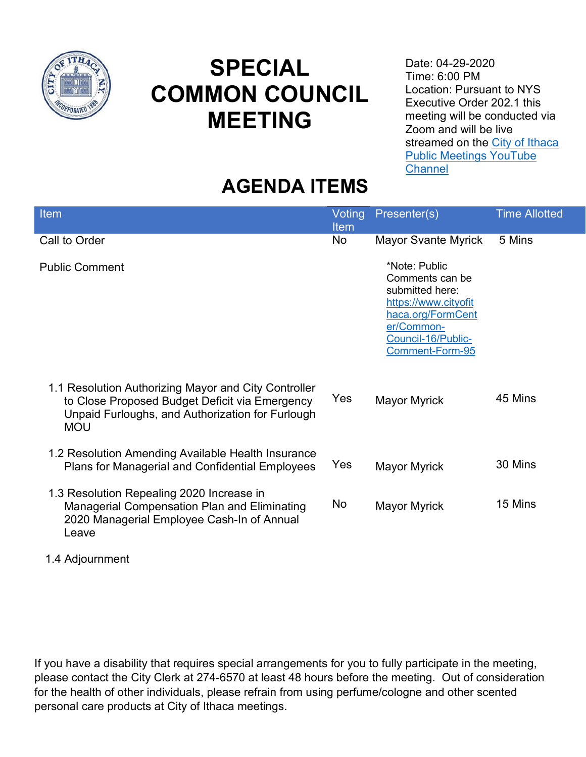# SPECIAL COMMON COUNCIL MEETING

Date: 04-29-2020
Time: 6:00 PM
Location: Pursuant to NYS Executive Order 202.1 this meeting will be conducted via Zoom and will be live streamed on the City of Ithaca Public Meetings YouTube Channel

## AGENDA ITEMS

| Item | Voting Item | Presenter(s) | Time Allotted |
|---|---|---|---|
| Call to Order | No | Mayor Svante Myrick | 5 Mins |
| Public Comment | | *Note: Public Comments can be submitted here: https://www.cityofithaca.org/FormCenter/Common-Council-16/Public-Comment-Form-95 | |
| 1.1 Resolution Authorizing Mayor and City Controller to Close Proposed Budget Deficit via Emergency Unpaid Furloughs, and Authorization for Furlough MOU | Yes | Mayor Myrick | 45 Mins |
| 1.2 Resolution Amending Available Health Insurance Plans for Managerial and Confidential Employees | Yes | Mayor Myrick | 30 Mins |
| 1.3 Resolution Repealing 2020 Increase in Managerial Compensation Plan and Eliminating 2020 Managerial Employee Cash-In of Annual Leave | No | Mayor Myrick | 15 Mins |
| 1.4 Adjournment | | | |

If you have a disability that requires special arrangements for you to fully participate in the meeting, please contact the City Clerk at 274-6570 at least 48 hours before the meeting. Out of consideration for the health of other individuals, please refrain from using perfume/cologne and other scented personal care products at City of Ithaca meetings.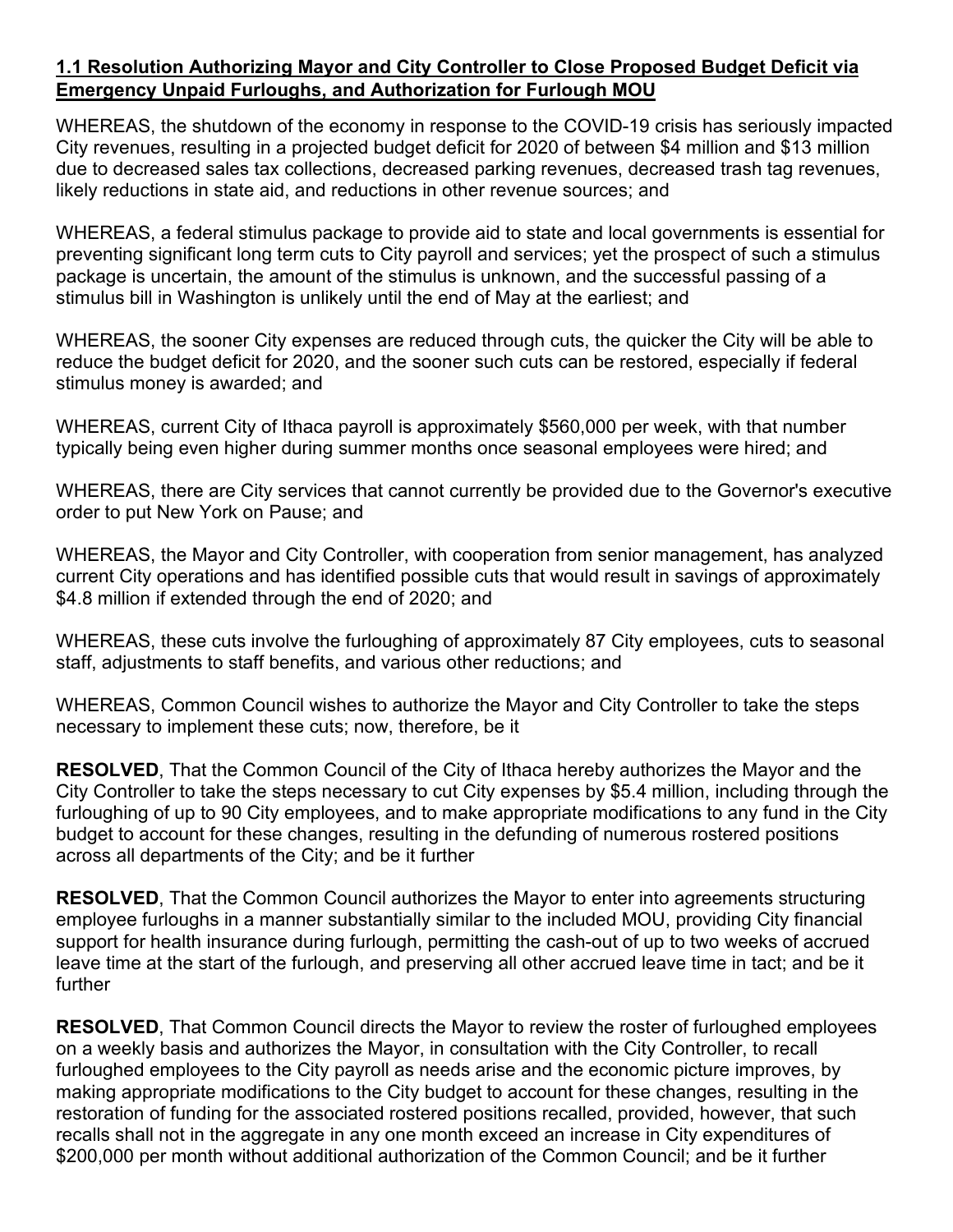**1.1 Resolution Authorizing Mayor and City Controller to Close Proposed Budget Deficit via Emergency Unpaid Furloughs, and Authorization for Furlough MOU**

WHEREAS, the shutdown of the economy in response to the COVID-19 crisis has seriously impacted City revenues, resulting in a projected budget deficit for 2020 of between $4 million and $13 million due to decreased sales tax collections, decreased parking revenues, decreased trash tag revenues, likely reductions in state aid, and reductions in other revenue sources; and

WHEREAS, a federal stimulus package to provide aid to state and local governments is essential for preventing significant long term cuts to City payroll and services; yet the prospect of such a stimulus package is uncertain, the amount of the stimulus is unknown, and the successful passing of a stimulus bill in Washington is unlikely until the end of May at the earliest; and

WHEREAS, the sooner City expenses are reduced through cuts, the quicker the City will be able to reduce the budget deficit for 2020, and the sooner such cuts can be restored, especially if federal stimulus money is awarded; and

WHEREAS, current City of Ithaca payroll is approximately $560,000 per week, with that number typically being even higher during summer months once seasonal employees were hired; and

WHEREAS, there are City services that cannot currently be provided due to the Governor's executive order to put New York on Pause; and

WHEREAS, the Mayor and City Controller, with cooperation from senior management, has analyzed current City operations and has identified possible cuts that would result in savings of approximately $4.8 million if extended through the end of 2020; and

WHEREAS, these cuts involve the furloughing of approximately 87 City employees, cuts to seasonal staff, adjustments to staff benefits, and various other reductions; and

WHEREAS, Common Council wishes to authorize the Mayor and City Controller to take the steps necessary to implement these cuts; now, therefore, be it

**RESOLVED**, That the Common Council of the City of Ithaca hereby authorizes the Mayor and the City Controller to take the steps necessary to cut City expenses by $5.4 million, including through the furloughing of up to 90 City employees, and to make appropriate modifications to any fund in the City budget to account for these changes, resulting in the defunding of numerous rostered positions across all departments of the City; and be it further

**RESOLVED**, That the Common Council authorizes the Mayor to enter into agreements structuring employee furloughs in a manner substantially similar to the included MOU, providing City financial support for health insurance during furlough, permitting the cash-out of up to two weeks of accrued leave time at the start of the furlough, and preserving all other accrued leave time in tact; and be it further

**RESOLVED**, That Common Council directs the Mayor to review the roster of furloughed employees on a weekly basis and authorizes the Mayor, in consultation with the City Controller, to recall furloughed employees to the City payroll as needs arise and the economic picture improves, by making appropriate modifications to the City budget to account for these changes, resulting in the restoration of funding for the associated rostered positions recalled, provided, however, that such recalls shall not in the aggregate in any one month exceed an increase in City expenditures of $200,000 per month without additional authorization of the Common Council; and be it further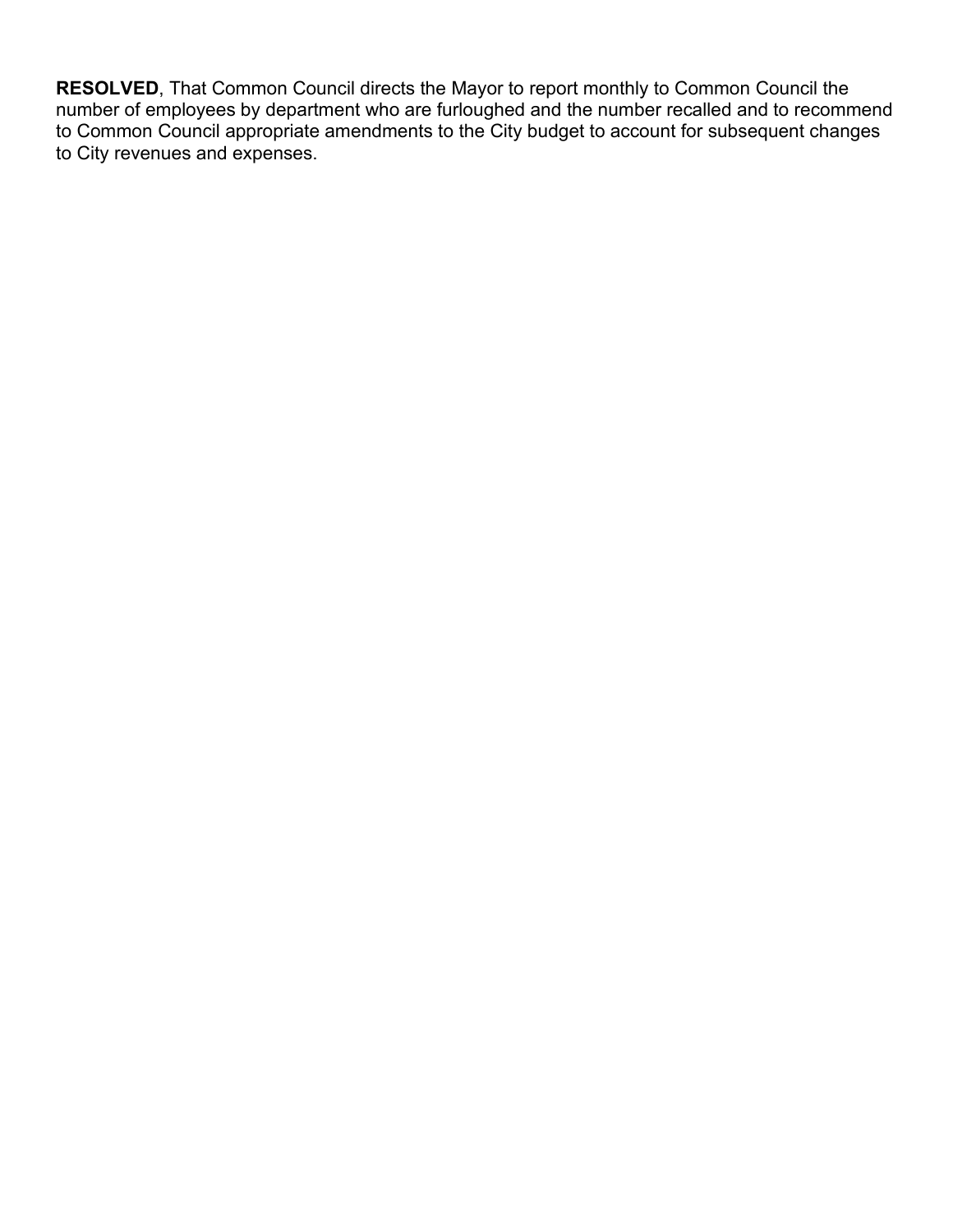**RESOLVED**, That Common Council directs the Mayor to report monthly to Common Council the number of employees by department who are furloughed and the number recalled and to recommend to Common Council appropriate amendments to the City budget to account for subsequent changes to City revenues and expenses.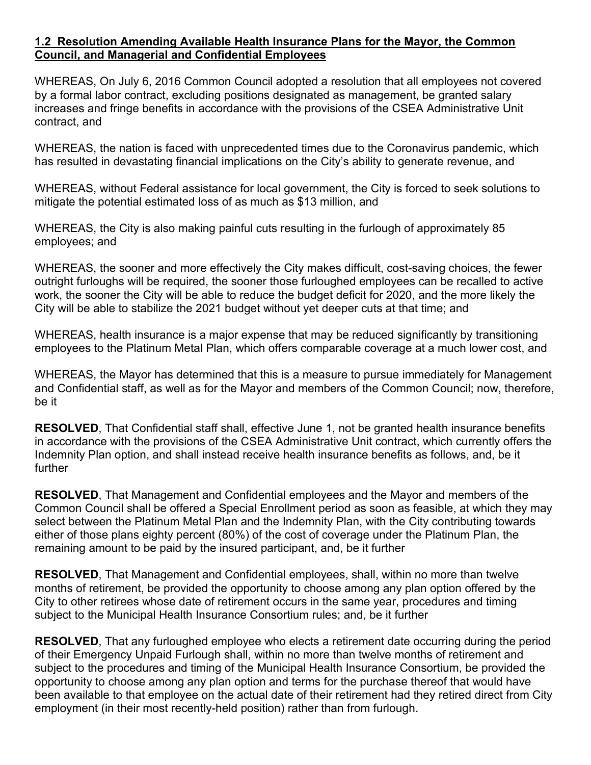## 1.2 Resolution Amending Available Health Insurance Plans for the Mayor, the Common Council, and Managerial and Confidential Employees

WHEREAS, On July 6, 2016 Common Council adopted a resolution that all employees not covered by a formal labor contract, excluding positions designated as management, be granted salary increases and fringe benefits in accordance with the provisions of the CSEA Administrative Unit contract, and

WHEREAS, the nation is faced with unprecedented times due to the Coronavirus pandemic, which has resulted in devastating financial implications on the City's ability to generate revenue, and

WHEREAS, without Federal assistance for local government, the City is forced to seek solutions to mitigate the potential estimated loss of as much as $13 million, and

WHEREAS, the City is also making painful cuts resulting in the furlough of approximately 85 employees; and

WHEREAS, the sooner and more effectively the City makes difficult, cost-saving choices, the fewer outright furloughs will be required, the sooner those furloughed employees can be recalled to active work, the sooner the City will be able to reduce the budget deficit for 2020, and the more likely the City will be able to stabilize the 2021 budget without yet deeper cuts at that time; and

WHEREAS, health insurance is a major expense that may be reduced significantly by transitioning employees to the Platinum Metal Plan, which offers comparable coverage at a much lower cost, and

WHEREAS, the Mayor has determined that this is a measure to pursue immediately for Management and Confidential staff, as well as for the Mayor and members of the Common Council; now, therefore, be it

**RESOLVED**, That Confidential staff shall, effective June 1, not be granted health insurance benefits in accordance with the provisions of the CSEA Administrative Unit contract, which currently offers the Indemnity Plan option, and shall instead receive health insurance benefits as follows, and, be it further

**RESOLVED**, That Management and Confidential employees and the Mayor and members of the Common Council shall be offered a Special Enrollment period as soon as feasible, at which they may select between the Platinum Metal Plan and the Indemnity Plan, with the City contributing towards either of those plans eighty percent (80%) of the cost of coverage under the Platinum Plan, the remaining amount to be paid by the insured participant, and, be it further

**RESOLVED**, That Management and Confidential employees, shall, within no more than twelve months of retirement, be provided the opportunity to choose among any plan option offered by the City to other retirees whose date of retirement occurs in the same year, procedures and timing subject to the Municipal Health Insurance Consortium rules; and, be it further

**RESOLVED**, That any furloughed employee who elects a retirement date occurring during the period of their Emergency Unpaid Furlough shall, within no more than twelve months of retirement and subject to the procedures and timing of the Municipal Health Insurance Consortium, be provided the opportunity to choose among any plan option and terms for the purchase thereof that would have been available to that employee on the actual date of their retirement had they retired direct from City employment (in their most recently-held position) rather than from furlough.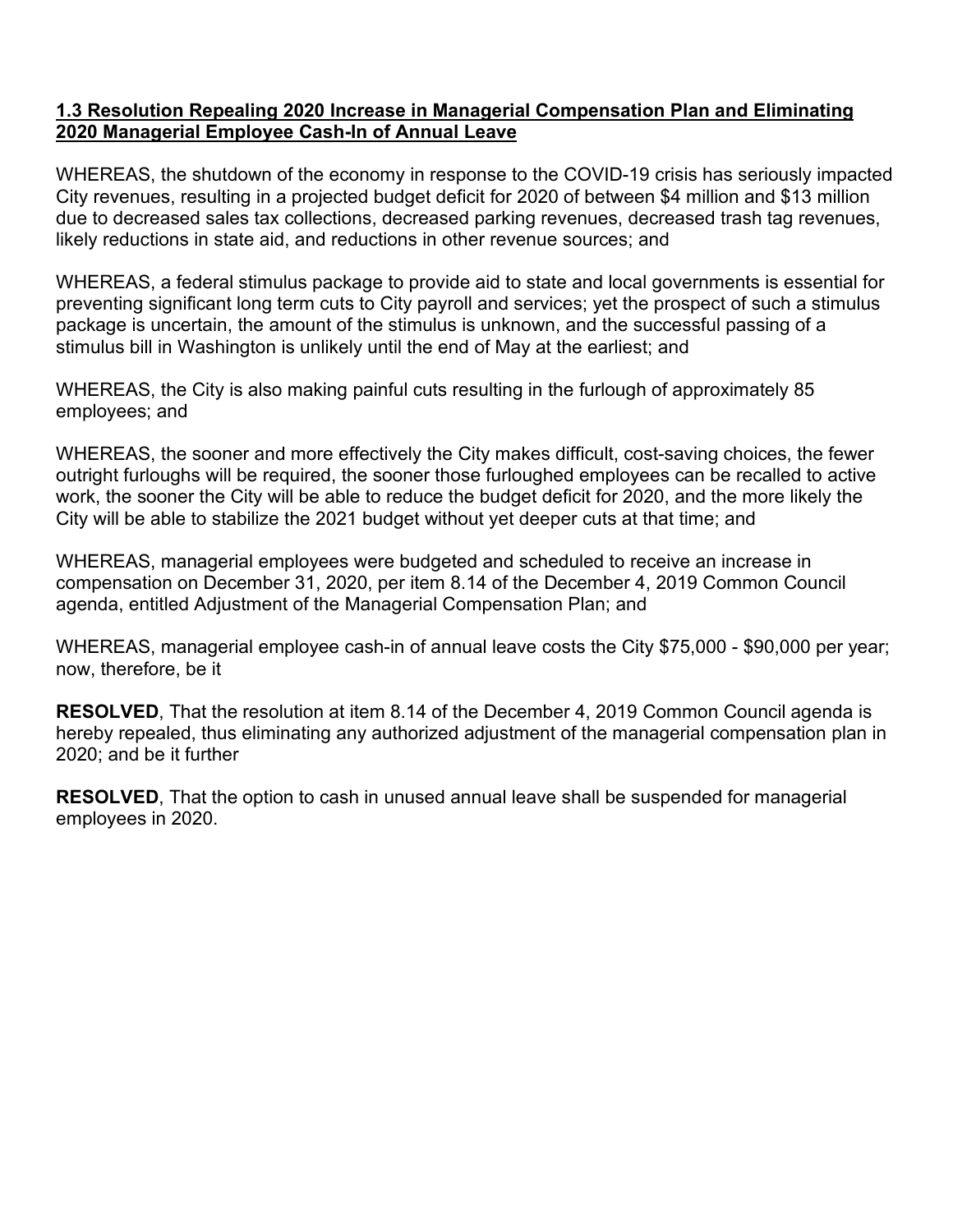**1.3 Resolution Repealing 2020 Increase in Managerial Compensation Plan and Eliminating 2020 Managerial Employee Cash-In of Annual Leave**

WHEREAS, the shutdown of the economy in response to the COVID-19 crisis has seriously impacted City revenues, resulting in a projected budget deficit for 2020 of between $4 million and $13 million due to decreased sales tax collections, decreased parking revenues, decreased trash tag revenues, likely reductions in state aid, and reductions in other revenue sources; and

WHEREAS, a federal stimulus package to provide aid to state and local governments is essential for preventing significant long term cuts to City payroll and services; yet the prospect of such a stimulus package is uncertain, the amount of the stimulus is unknown, and the successful passing of a stimulus bill in Washington is unlikely until the end of May at the earliest; and

WHEREAS, the City is also making painful cuts resulting in the furlough of approximately 85 employees; and

WHEREAS, the sooner and more effectively the City makes difficult, cost-saving choices, the fewer outright furloughs will be required, the sooner those furloughed employees can be recalled to active work, the sooner the City will be able to reduce the budget deficit for 2020, and the more likely the City will be able to stabilize the 2021 budget without yet deeper cuts at that time; and

WHEREAS, managerial employees were budgeted and scheduled to receive an increase in compensation on December 31, 2020, per item 8.14 of the December 4, 2019 Common Council agenda, entitled Adjustment of the Managerial Compensation Plan; and

WHEREAS, managerial employee cash-in of annual leave costs the City $75,000 - $90,000 per year; now, therefore, be it

**RESOLVED**, That the resolution at item 8.14 of the December 4, 2019 Common Council agenda is hereby repealed, thus eliminating any authorized adjustment of the managerial compensation plan in 2020; and be it further

**RESOLVED**, That the option to cash in unused annual leave shall be suspended for managerial employees in 2020.